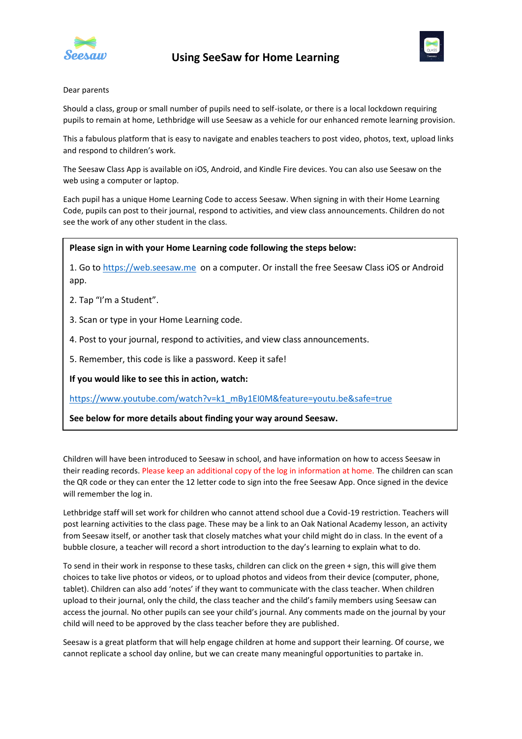# Using SeeSaw for Home Learning

Dear parents

Should a class, group or small number of pupils need to self-isolate, or there is a local lockdown requiring pupils to remain at home, Lethbridge will use Seesaw as a vehicle for our enhanced remote learning provision.

This a fabulous platform that is easy to navigate and enables teachers to post video, photos, text, upload links and respond to children's work.

The Seesaw Class App is available on iOS, Android, and Kindle Fire devices. You can also use Seesaw on the web using a computer or laptop.

Each pupil has a unique Home Learning Code to access Seesaw. When signing in with their Home Learning Code, pupils can post to their journal, respond to activities, and view class announcements. Children do not see the work of any other student in the class.

**Please sign in with your Home Learning code following the steps below:**

1. Go to https://web.seesaw.me on a computer. Or install the free Seesaw Class iOS or Android app.
2. Tap "I'm a Student".
3. Scan or type in your Home Learning code.
4. Post to your journal, respond to activities, and view class announcements.
5. Remember, this code is like a password. Keep it safe!

**If you would like to see this in action, watch:**

https://www.youtube.com/watch?v=k1_mBy1EI0M&feature=youtu.be&safe=true

**See below for more details about finding your way around Seesaw.**

Children will have been introduced to Seesaw in school, and have information on how to access Seesaw in their reading records. Please keep an additional copy of the log in information at home. The children can scan the QR code or they can enter the 12 letter code to sign into the free Seesaw App. Once signed in the device will remember the log in.

Lethbridge staff will set work for children who cannot attend school due a Covid-19 restriction. Teachers will post learning activities to the class page. These may be a link to an Oak National Academy lesson, an activity from Seesaw itself, or another task that closely matches what your child might do in class. In the event of a bubble closure, a teacher will record a short introduction to the day's learning to explain what to do.

To send in their work in response to these tasks, children can click on the green + sign, this will give them choices to take live photos or videos, or to upload photos and videos from their device (computer, phone, tablet). Children can also add 'notes' if they want to communicate with the class teacher. When children upload to their journal, only the child, the class teacher and the child's family members using Seesaw can access the journal. No other pupils can see your child's journal. Any comments made on the journal by your child will need to be approved by the class teacher before they are published.

Seesaw is a great platform that will help engage children at home and support their learning. Of course, we cannot replicate a school day online, but we can create many meaningful opportunities to partake in.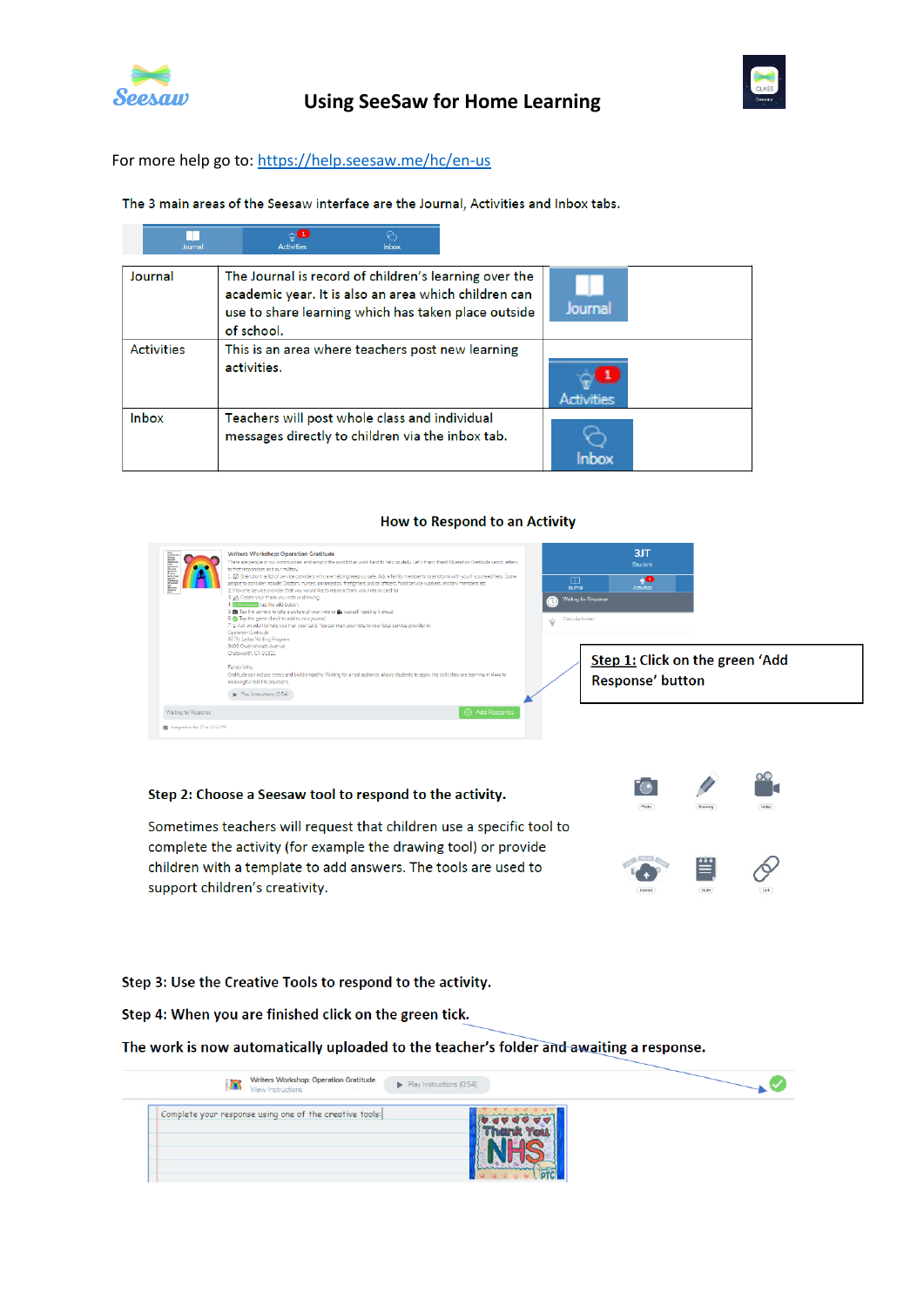# Using SeeSaw for Home Learning

For more help go to: https://help.seesaw.me/hc/en-us

The 3 main areas of the Seesaw interface are the Journal, Activities and Inbox tabs.

| | | |
|---|---|---|
| Journal | The Journal is record of children's learning over the academic year. It is also an area which children can use to share learning which has taken place outside of school. | Journal |
| Activities | This is an area where teachers post new learning activities. | Activities |
| Inbox | Teachers will post whole class and individual messages directly to children via the inbox tab. | Inbox |

## How to Respond to an Activity

**Step 1:** Click on the green 'Add Response' button

**Step 2: Choose a Seesaw tool to respond to the activity.**

Sometimes teachers will request that children use a specific tool to complete the activity (for example the drawing tool) or provide children with a template to add answers. The tools are used to support children's creativity.

**Step 3: Use the Creative Tools to respond to the activity.**

**Step 4: When you are finished click on the green tick.**

**The work is now automatically uploaded to the teacher's folder and awaiting a response.**